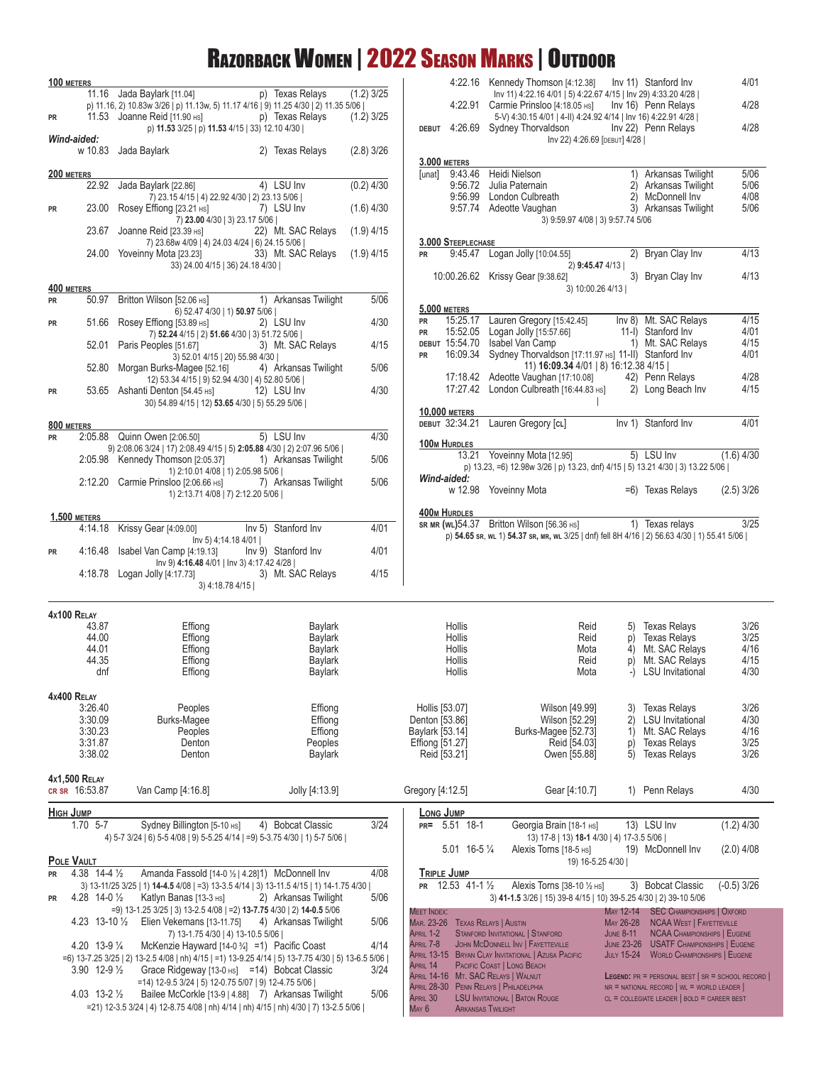# Razorback Women | 2022 Season Marks | Outdoor

## 100 Meters

| | Mark | Athlete | Place/Meet | Wind/Date |
|---|---|---|---|---|
| | 11.16 | Jada Baylark [11.04] | p) Texas Relays | (1.2) 3/25 |
| | | p) 11.16, 2) 10.83w 3/26 \| p) 11.13w, 5) 11.17 4/16 \| 9) 11.25 4/30 \| 2) 11.35 5/06 \| | | |
| PR | 11.53 | Joanne Reid [11.90 HS] | p) Texas Relays | (1.2) 3/25 |
| | | p) **11.53** 3/25 \| p) **11.53** 4/15 \| 33) 12.10 4/30 \| | | |

*Wind-aided:*

| | Mark | Athlete | Place/Meet | Wind/Date |
|---|---|---|---|---|
| | w 10.83 | Jada Baylark | 2) Texas Relays | (2.8) 3/26 |

## 200 Meters

| | Mark | Athlete | Place/Meet | Wind/Date |
|---|---|---|---|---|
| | 22.92 | Jada Baylark [22.86] | 4) LSU Inv | (0.2) 4/30 |
| | | 7) 23.15 4/15 \| 4) 22.92 4/30 \| 2) 23.13 5/06 \| | | |
| PR | 23.00 | Rosey Effiong [23.21 HS] | 7) LSU Inv | (1.6) 4/30 |
| | | 7) **23.00** 4/30 \| 3) 23.17 5/06 \| | | |
| | 23.67 | Joanne Reid [23.39 HS] | 22) Mt. SAC Relays | (1.9) 4/15 |
| | | 7) 23.68w 4/09 \| 4) 24.03 4/24 \| 6) 24.15 5/06 \| | | |
| | 24.00 | Yoveinny Mota [23.23] | 33) Mt. SAC Relays | (1.9) 4/15 |
| | | 33) 24.00 4/15 \| 36) 24.18 4/30 \| | | |

## 400 Meters

| | Mark | Athlete | Place/Meet | Date |
|---|---|---|---|---|
| PR | 50.97 | Britton Wilson [52.06 HS] | 1) Arkansas Twilight | 5/06 |
| | | 6) 52.47 4/30 \| 1) **50.97** 5/06 \| | | |
| PR | 51.66 | Rosey Effiong [53.89 HS] | 2) LSU Inv | 4/30 |
| | | 7) **52.24** 4/15 \| 2) **51.66** 4/30 \| 3) 51.72 5/06 \| | | |
| | 52.01 | Paris Peoples [51.67] | 3) Mt. SAC Relays | 4/15 |
| | | 3) 52.01 4/15 \| 20) 55.98 4/30 \| | | |
| | 52.80 | Morgan Burks-Magee [52.16] | 4) Arkansas Twilight | 5/06 |
| | | 12) 53.34 4/15 \| 9) 52.94 4/30 \| 4) 52.80 5/06 \| | | |
| PR | 53.65 | Ashanti Denton [54.45 HS] | 12) LSU Inv | 4/30 |
| | | 30) 54.89 4/15 \| 12) **53.65** 4/30 \| 5) 55.29 5/06 \| | | |

## 800 Meters

| | Mark | Athlete | Place/Meet | Date |
|---|---|---|---|---|
| PR | 2:05.88 | Quinn Owen [2:06.50] | 5) LSU Inv | 4/30 |
| | | 9) 2:08.06 3/24 \| 17) 2:08.49 4/15 \| 5) **2:05.88** 4/30 \| 2) 2:07.96 5/06 \| | | |
| | 2:05.98 | Kennedy Thomson [2:05.37] | 1) Arkansas Twilight | 5/06 |
| | | 1) 2:10.01 4/08 \| 1) 2:05.98 5/06 \| | | |
| | 2:12.20 | Carmie Prinsloo [2:06.66 HS] | 7) Arkansas Twilight | 5/06 |
| | | 1) 2:13.71 4/08 \| 7) 2:12.20 5/06 \| | | |

## 1,500 Meters

| | Mark | Athlete | Place/Meet | Date |
|---|---|---|---|---|
| | 4:14.18 | Krissy Gear [4:09.00] | Inv 5) Stanford Inv | 4/01 |
| | | Inv 5) 4;14.18 4/01 \| | | |
| PR | 4:16.48 | Isabel Van Camp [4:19.13] | Inv 9) Stanford Inv | 4/01 |
| | | Inv 9) **4:16.48** 4/01 \| Inv 3) 4:17.42 4/28 \| | | |
| | 4:18.78 | Logan Jolly [4:17.73] | 3) Mt. SAC Relays | 4/15 |
| | | 3) 4:18.78 4/15 \| | | |
| | 4:22.16 | Kennedy Thomson [4:12.38] | Inv 11) Stanford Inv | 4/01 |
| | | Inv 11) 4:22.16 4/01 \| 5) 4:22.67 4/15 \| Inv 29) 4:33.20 4/28 \| | | |
| | 4:22.91 | Carmie Prinsloo [4:18.05 HS] | Inv 16) Penn Relays | 4/28 |
| | | 5-V) 4:30.15 4/01 \| 4-II) 4:24.92 4/14 \| Inv 16) 4:22.91 4/28 \| | | |
| DEBUT | 4:26.69 | Sydney Thorvaldson | Inv 22) Penn Relays | 4/28 |
| | | Inv 22) 4:26.69 [DEBUT] 4/28 \| | | |

## 3,000 Meters

| | Mark | Athlete | Place/Meet | Date |
|---|---|---|---|---|
| [unat] | 9:43.46 | Heidi Nielson | 1) Arkansas Twilight | 5/06 |
| | 9:56.72 | Julia Paternain | 2) Arkansas Twilight | 5/06 |
| | 9:56.99 | London Culbreath | 2) McDonnell Inv | 4/08 |
| | 9:57.74 | Adeotte Vaughan | 3) Arkansas Twilight | 5/06 |
| | | 3) 9:59.97 4/08 \| 3) 9:57.74 5/06 | | |

## 3,000 Steeplechase

| | Mark | Athlete | Place/Meet | Date |
|---|---|---|---|---|
| PR | 9:45.47 | Logan Jolly [10:04.55] | 2) Bryan Clay Inv | 4/13 |
| | | 2) **9:45.47** 4/13 \| | | |
| | 10:00.26.62 | Krissy Gear [9:38.62] | 3) Bryan Clay Inv | 4/13 |
| | | 3) 10:00.26 4/13 \| | | |

## 5,000 Meters

| | Mark | Athlete | Place/Meet | Date |
|---|---|---|---|---|
| PR | 15:25.17 | Lauren Gregory [15:42.45] | Inv 8) Mt. SAC Relays | 4/15 |
| PR | 15:52.05 | Logan Jolly [15:57.66] | 11-I) Stanford Inv | 4/01 |
| DEBUT | 15:54.70 | Isabel Van Camp | 1) Mt. SAC Relays | 4/15 |
| PR | 16:09.34 | Sydney Thorvaldson [17:11.97 HS] | 11-II) Stanford Inv | 4/01 |
| | | 11) **16:09.34** 4/01 \| 8) 16:12.38 4/15 \| | | |
| | 17:18.42 | Adeotte Vaughan [17:10.08] | 42) Penn Relays | 4/28 |
| | 17:27.42 | London Culbreath [16:44.83 HS] | 2) Long Beach Inv | 4/15 |

## 10,000 Meters

| | Mark | Athlete | Place/Meet | Date |
|---|---|---|---|---|
| DEBUT | 32:34.21 | Lauren Gregory [CL] | Inv 1) Stanford Inv | 4/01 |

## 100m Hurdles

| | Mark | Athlete | Place/Meet | Wind/Date |
|---|---|---|---|---|
| | 13.21 | Yoveinny Mota [12.95] | 5) LSU Inv | (1.6) 4/30 |
| | | p) 13.23, =6) 12.98w 3/26 \| p) 13.23, dnf) 4/15 \| 5) 13.21 4/30 \| 3) 13.22 5/06 \| | | |

*Wind-aided:*

| | Mark | Athlete | Place/Meet | Wind/Date |
|---|---|---|---|---|
| | w 12.98 | Yoveinny Mota | =6) Texas Relays | (2.5) 3/26 |

## 400m Hurdles

| | Mark | Athlete | Place/Meet | Date |
|---|---|---|---|---|
| SR MR (WL) | 54.37 | Britton Wilson [56.36 HS] | 1) Texas relays | 3/25 |
| | | p) **54.65** SR, WL 1) **54.37** SR, MR, WL 3/25 \| dnf) fell 8H 4/16 \| 2) 56.63 4/30 \| 1) 55.41 5/06 \| | | |

## 4x100 Relay

| Mark | Leg 1 | Leg 2 | Leg 3 | Leg 4 | Place/Meet | Date |
|---|---|---|---|---|---|---|
| 43.87 | Effiong | Baylark | Hollis | Reid | 5) Texas Relays | 3/26 |
| 44.00 | Effiong | Baylark | Hollis | Reid | p) Texas Relays | 3/25 |
| 44.01 | Effiong | Baylark | Hollis | Mota | 4) Mt. SAC Relays | 4/16 |
| 44.35 | Effiong | Baylark | Hollis | Reid | p) Mt. SAC Relays | 4/15 |
| dnf | Effiong | Baylark | Hollis | Mota | -) LSU Invitational | 4/30 |

## 4x400 Relay

| Mark | Leg 1 | Leg 2 | Leg 3 | Leg 4 | Place/Meet | Date |
|---|---|---|---|---|---|---|
| 3:26.40 | Peoples | Effiong | Hollis [53.07] | Wilson [49.99] | 3) Texas Relays | 3/26 |
| 3:30.09 | Burks-Magee | Effiong | Denton [53.86] | Wilson [52.29] | 2) LSU Invitational | 4/30 |
| 3:30.23 | Peoples | Effiong | Baylark [53.14] | Burks-Magee [52.73] | 1) Mt. SAC Relays | 4/16 |
| 3:31.87 | Denton | Peoples | Effiong [51.27] | Reid [54.03] | p) Texas Relays | 3/25 |
| 3:38.02 | Denton | Baylark | Reid [53.21] | Owen [55.88] | 5) Texas Relays | 3/26 |

## 4x1,500 Relay

| | Mark | Leg 1 | Leg 2 | Leg 3 | Leg 4 | Place/Meet | Date |
|---|---|---|---|---|---|---|---|
| CR SR | 16:53.87 | Van Camp [4:16.8] | Jolly [4:13.9] | Gregory [4:12.5] | Gear [4:10.7] | 1) Penn Relays | 4/30 |

## High Jump

| | Mark | Athlete | Place/Meet | Date |
|---|---|---|---|---|
| | 1.70 5-7 | Sydney Billington [5-10 HS] | 4) Bobcat Classic | 3/24 |
| | | 4) 5-7 3/24 \| 6) 5-5 4/08 \| 9) 5-5.25 4/14 \| =9) 5-3.75 4/30 \| 1) 5-7 5/06 \| | | |

## Pole Vault

| | Mark | Athlete | Place/Meet | Date |
|---|---|---|---|---|
| PR | 4.38 14-4 ½ | Amanda Fassold [14-0 ½ \| 4.28] | 1) McDonnell Inv | 4/08 |
| | | 3) 13-11/25 3/25 \| 1) **14-4.5** 4/08 \| =3) 13-3.5 4/14 \| 3) 13-11.5 4/15 \| 1) 14-1.75 4/30 \| | | |
| PR | 4.28 14-0 ½ | Katlyn Banas [13-3 HS] | 2) Arkansas Twilight | 5/06 |
| | | =9) 13-1.25 3/25 \| 3) 13-2.5 4/08 \| =2) **13-7.75** 4/30 \| 2) **14-0.5** 5/06 | | |
| | 4.23 13-10 ½ | Elien Vekemans [13-11.75] | 4) Arkansas Twilight | 5/06 |
| | | 7) 13-1.75 4/30 \| 4) 13-10.5 5/06 \| | | |
| | 4.20 13-9 ¼ | McKenzie Hayward [14-0 ¾] | =1) Pacific Coast | 4/14 |
| | | =6) 13-7.25 3/25 \| 2) 13-2.5 4/08 \| nh) 4/15 \| =1) 13-9.25 4/14 \| 5) 13-7.75 4/30 \| 5) 13-6.5 5/06 \| | | |
| | 3.90 12-9 ½ | Grace Ridgeway [13-0 HS] | =14) Bobcat Classic | 3/24 |
| | | =14) 12-9.5 3/24 \| 5) 12-0.75 5/07 \| 9) 12-4.75 5/06 \| | | |
| | 4.03 13-2 ½ | Bailee McCorkle [13-9 \| 4.88] | 7) Arkansas Twilight | 5/06 |
| | | =21) 12-3.5 3/24 \| 4) 12-8.75 4/08 \| nh) 4/14 \| nh) 4/15 \| nh) 4/30 \| 7) 13-2.5 5/06 \| | | |

## Long Jump

| | Mark | Athlete | Place/Meet | Wind/Date |
|---|---|---|---|---|
| PR= | 5.51 18-1 | Georgia Brain [18-1 HS] | 13) LSU Inv | (1.2) 4/30 |
| | | 13) 17-8 \| 13) **18-1** 4/30 \| 4) 17-3.5 5/06 \| | | |
| | 5.01 16-5 ¼ | Alexis Torns [18-5 HS] | 19) McDonnell Inv | (2.0) 4/08 |
| | | 19) 16-5.25 4/30 \| | | |

## Triple Jump

| | Mark | Athlete | Place/Meet | Wind/Date |
|---|---|---|---|---|
| PR | 12.53 41-1 ½ | Alexis Torns [38-10 ½ HS] | 3) Bobcat Classic | (-0.5) 3/26 |
| | | 3) **41-1.5** 3/26 \| 15) 39-8 4/15 \| 10) 39-5.25 4/30 \| 2) 39-10 5/06 | | |

## Meet Index

| Date | Meet | Date | Meet |
|---|---|---|---|
| Mar. 23-26 | Texas Relays \| Austin | May 12-14 | SEC Championships \| Oxford |
| April 1-2 | Stanford Invitational \| Stanford | May 26-28 | NCAA West \| Fayetteville |
| April 7-8 | John McDonnell Inv \| Fayetteville | June 8-11 | NCAA Championships \| Eugene |
| April 13-15 | Bryan Clay Invitational \| Azusa Pacific | June 23-26 | USATF Championships \| Eugene |
| April 14 | Pacific Coast \| Long Beach | July 15-24 | World Championships \| Eugene |
| April 14-16 | Mt. SAC Relays \| Walnut | | |
| April 28-30 | Penn Relays \| Philadelphia | | |
| April 30 | LSU Invitational \| Baton Rouge | | |
| May 6 | Arkansas Twilight | | |

**Legend:** PR = personal best | SR = school record | NR = national record | WL = world leader | CL = collegiate leader | BOLD = career best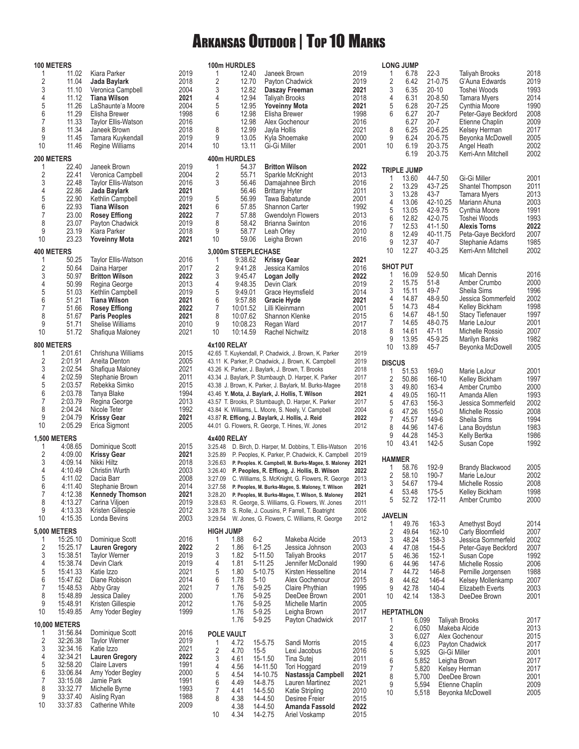# Arkansas Outdoor | Top 10 Marks

### 100 METERS

| | Mark | Name | Year |
|---|---|---|---|
| 1 | 11.02 | Kiara Parker | 2019 |
| 2 | 11.04 | **Jada Baylark** | 2018 |
| 3 | 11.10 | Veronica Campbell | 2004 |
| 4 | 11.12 | **Tiana Wilson** | **2021** |
| 5 | 11.26 | LaShaunte'a Moore | 2004 |
| 6 | 11.29 | Elisha Brewer | 1998 |
| 7 | 11.33 | Taylor Ellis-Watson | 2016 |
| 8 | 11.34 | Janeek Brown | 2018 |
| 9 | 11.45 | Tamara Kuykendall | 2019 |
| 10 | 11.46 | Regine Williams | 2014 |

### 200 METERS

| | Mark | Name | Year |
|---|---|---|---|
| 1 | 22.40 | Janeek Brown | 2019 |
| 2 | 22.41 | Veronica Campbell | 2004 |
| 3 | 22.48 | Taylor Ellis-Watson | 2016 |
| 4 | 22.86 | **Jada Baylark** | **2021** |
| 5 | 22.90 | Kethlin Campbell | 2019 |
| 6 | 22.93 | **Tiana Wilson** | **2021** |
| 7 | 23.00 | **Rosey Effiong** | **2022** |
| 8 | 23.07 | Payton Chadwick | 2019 |
| 9 | 23.19 | Kiara Parker | 2018 |
| 10 | 23.23 | **Yoveinny Mota** | **2021** |

### 400 METERS

| | Mark | Name | Year |
|---|---|---|---|
| 1 | 50.25 | Taylor Ellis-Watson | 2016 |
| 2 | 50.64 | Daina Harper | 2017 |
| 3 | 50.97 | **Britton Wilson** | **2022** |
| 4 | 50.99 | Regina George | 2013 |
| 5 | 51.03 | Kethlin Campbell | 2019 |
| 6 | 51.21 | **Tiana Wilson** | **2021** |
| 7 | 51.66 | **Rosey Effiong** | **2022** |
| 8 | 51.67 | **Paris Peoples** | **2021** |
| 9 | 51.71 | Shelise Williams | 2010 |
| 10 | 51.72 | Shafiqua Maloney | 2021 |

### 800 METERS

| | Mark | Name | Year |
|---|---|---|---|
| 1 | 2:01.61 | Chrishuna Williams | 2015 |
| 2 | 2:01.91 | Aneita Denton | 2005 |
| 3 | 2:02.54 | Shafiqua Maloney | 2021 |
| 4 | 2:02.59 | Stephanie Brown | 2011 |
| 5 | 2:03.57 | Rebekka Simko | 2015 |
| 6 | 2:03.78 | Tanya Blake | 1994 |
| 7 | 2:03.79 | Regina George | 2013 |
| 8 | 2:04.24 | Nicole Teter | 1992 |
| 9 | 2:04.79 | **Krissy Gear** | **2021** |
| 10 | 2:05.29 | Erica Sigmont | 2005 |

### 1,500 METERS

| | Mark | Name | Year |
|---|---|---|---|
| 1 | 4:08.65 | Dominique Scott | 2015 |
| 2 | 4:09.00 | **Krissy Gear** | **2021** |
| 3 | 4:09.14 | Nikki Hiltz | 2018 |
| 4 | 4:10.49 | Christin Wurth | 2003 |
| 5 | 4:11.02 | Dacia Barr | 2008 |
| 6 | 4:11.40 | Stephanie Brown | 2014 |
| 7 | 4:12.38 | **Kennedy Thomson** | **2021** |
| 8 | 4:13.27 | Carina Viljoen | 2019 |
| 9 | 4:13.33 | Kristen Gillespie | 2012 |
| 10 | 4:15.35 | Londa Bevins | 2003 |

### 5,000 METERS

| | Mark | Name | Year |
|---|---|---|---|
| 1 | 15:25.10 | Dominique Scott | 2016 |
| 2 | 15:25.17 | **Lauren Gregory** | **2022** |
| 3 | 15:38.51 | Taylor Werner | 2019 |
| 4 | 15:38.74 | Devin Clark | 2019 |
| 5 | 15:41.33 | Katie Izzo | 2021 |
| 6 | 15:47.62 | Diane Robison | 2014 |
| 7 | 15:48.53 | Abby Gray | 2021 |
| 8 | 15:48.89 | Jessica Dailey | 2000 |
| 9 | 15:48.91 | Kristen Gillespie | 2012 |
| 10 | 15:49.85 | Amy Yoder Begley | 1999 |

### 10,000 METERS

| | Mark | Name | Year |
|---|---|---|---|
| 1 | 31:56.84 | Dominique Scott | 2016 |
| 2 | 32:26.38 | Taylor Werner | 2019 |
| 3 | 32:34.16 | Katie Izzo | 2021 |
| 4 | 32:34.21 | **Lauren Gregory** | **2022** |
| 5 | 32:58.20 | Claire Lavers | 1991 |
| 6 | 33:06.84 | Amy Yoder Begley | 2000 |
| 7 | 33:15.08 | Jamie Park | 1991 |
| 8 | 33:32.77 | Michelle Byrne | 1993 |
| 9 | 33:37.40 | Aisling Ryan | 1988 |
| 10 | 33:37.83 | Catherine White | 2009 |

### 100m HURDLES

| | Mark | Name | Year |
|---|---|---|---|
| 1 | 12.40 | Janeek Brown | 2019 |
| 2 | 12.70 | Payton Chadwick | 2019 |
| 3 | 12.82 | **Daszay Freeman** | **2021** |
| 4 | 12.94 | Taliyah Brooks | 2018 |
| 5 | 12.95 | **Yoveinny Mota** | **2021** |
| 6 | 12.98 | Elisha Brewer | 1998 |
| | 12.98 | Alex Gochenour | 2016 |
| 8 | 12.99 | Jayla Hollis | 2021 |
| 9 | 13.05 | Kyla Shoemake | 2000 |
| 10 | 13.11 | Gi-Gi Miller | 2001 |

### 400m HURDLES

| | Mark | Name | Year |
|---|---|---|---|
| 1 | 54.37 | **Britton Wilson** | **2022** |
| 2 | 55.71 | Sparkle McKnight | 2013 |
| 3 | 56.46 | Damajahnee Birch | 2016 |
| | 56.46 | Brittany Hyter | 2011 |
| 5 | 56.99 | Tawa Babatunde | 2001 |
| 6 | 57.85 | Shannon Carter | 1992 |
| 7 | 57.88 | Gwendolyn Flowers | 2013 |
| 8 | 58.42 | Brianna Swinton | 2016 |
| 9 | 58.77 | Leah Orley | 2010 |
| 10 | 59.06 | Leigha Brown | 2016 |

### 3,000m STEEPLECHASE

| | Mark | Name | Year |
|---|---|---|---|
| 1 | 9:38.62 | **Krissy Gear** | **2021** |
| 2 | 9:41.28 | Jessica Kamilos | 2016 |
| 3 | 9:45.47 | **Logan Jolly** | **2022** |
| 4 | 9:48.35 | Devin Clark | 2019 |
| 5 | 9:49.01 | Grace Heymsfield | 2014 |
| 6 | 9:57.88 | **Gracie Hyde** | **2021** |
| 7 | 10:01.52 | Lilli Kleinmann | 2001 |
| 8 | 10:07.62 | Shannon Klenke | 2015 |
| 9 | 10:08.23 | Regan Ward | 2017 |
| 10 | 10:14.59 | Rachel Nichwitz | 2018 |

### 4x100 RELAY

| Mark | Team | Year |
|---|---|---|
| 42.65 | T. Kuykendall, P. Chadwick, J. Brown, K. Parker | 2019 |
| 43.11 | K. Parker, P. Chadwick, J. Brown, K. Campbell | 2019 |
| 43.26 | K. Parker, J. Baylark, J. Brown, T. Brooks | 2018 |
| 43.34 | J. Baylark, P. Stumbaugh, D. Harper, K. Parker | 2017 |
| 43.38 | J. Brown, K. Parker, J. Baylark, M. Burks-Magee | 2018 |
| 43.46 | **Y. Mota, J. Baylark, J. Hollis, T. Wilson** | **2021** |
| 43.57 | T. Brooks, P. Stumbaugh, D. Harper, K. Parker | 2017 |
| 43.84 | K. Williams, L. Moore, S. Neely, V. Campbell | 2004 |
| 43.87 | **R. Effiong, J. Baylark, J. Hollis, J. Reid** | **2022** |
| 44.01 | G. Flowers, R. George, T. Hines, W. Jones | 2012 |

### 4x400 RELAY

| Mark | Team | Year |
|---|---|---|
| 3:25.48 | D. Birch, D. Harper, M. Dobbins, T. Ellis-Watson | 2016 |
| 3:25.89 | P. Peoples, K. Parker, P. Chadwick, K. Campbell | 2019 |
| 3:26.63 | **P. Peoples. K. Campbell, M. Burks-Magees, S. Maloney** | **2021** |
| 3:26.40 | **P. Peoples, R. Effiong, J. Hollis, B. Wilson** | **2022** |
| 3:27.09 | C. Williams, S. McKnight, G. Flowers, R. George | 2013 |
| 3:27.58 | **P. Peoples, M. Burks-Magee, S. Maloney, T. Wilson** | **2021** |
| 3:28.20 | **P. Peoples, M. Burks-Magee, T. Wilson, S. Maloney** | **2021** |
| 3:28.63 | R. George, S. Williams, G. Flowers, W. Jones | 2011 |
| 3:28.78 | S. Rolle, J. Cousins, P. Farrell, T. Boatright | 2006 |
| 3:29.54 | W. Jones, G. Flowers, C. Williams, R. George | 2012 |

### HIGH JUMP

| | Mark | Feet | Name | Year |
|---|---|---|---|---|
| 1 | 1.88 | 6-2 | Makeba Alcide | 2013 |
| 2 | 1.86 | 6-1.25 | Jessica Johnson | 2003 |
| 3 | 1.82 | 5-11.50 | Taliyah Brooks | 2017 |
| 4 | 1.81 | 5-11.25 | Jennifer McDonald | 1990 |
| 5 | 1.80 | 5-10.75 | Kirsten Hesseltine | 2014 |
| 6 | 1.78 | 5-10 | Alex Gochenour | 2015 |
| 7 | 1.76 | 5-9.25 | Claire Phythian | 1995 |
| | 1.76 | 5-9.25 | DeeDee Brown | 2001 |
| | 1.76 | 5-9.25 | Michelle Martin | 2005 |
| | 1.76 | 5-9.25 | Leigha Brown | 2017 |
| | 1.76 | 5-9.25 | Payton Chadwick | 2017 |

### POLE VAULT

| | Mark | Feet | Name | Year |
|---|---|---|---|---|
| 1 | 4.72 | 15-5.75 | Sandi Morris | 2015 |
| 2 | 4.70 | 15-5 | Lexi Jacobus | 2016 |
| 3 | 4.61 | 15-1.50 | Tina Sutej | 2011 |
| 4 | 4.56 | 14-11.50 | Tori Hoggard | 2019 |
| 5 | 4.54 | 14-10.75 | **Nastassja Campbell** | **2021** |
| 6 | 4.49 | 14-8.75 | Lauren Martinez | 2021 |
| 7 | 4.41 | 14-5.50 | Katie Stripling | 2010 |
| 8 | 4.38 | 14-4.50 | Desiree Freier | 2015 |
| | 4.38 | 14-4.50 | **Amanda Fassold** | **2022** |
| 10 | 4.34 | 14-2.75 | Ariel Voskamp | 2015 |

### LONG JUMP

| | Mark | Feet | Name | Year |
|---|---|---|---|---|
| 1 | 6.78 | 22-3 | Taliyah Brooks | 2018 |
| 2 | 6.42 | 21-0.75 | G'Auna Edwards | 2019 |
| 3 | 6.35 | 20-10 | Toshei Woods | 1993 |
| 4 | 6.31 | 20-8.50 | Tamara Myers | 2014 |
| 5 | 6.28 | 20-7.25 | Cynthia Moore | 1990 |
| 6 | 6.27 | 20-7 | Peter-Gaye Beckford | 2008 |
| | 6.27 | 20-7 | Etienne Chaplin | 2009 |
| 8 | 6.25 | 20-6.25 | Kelsey Herman | 2017 |
| 9 | 6.24 | 20-5.75 | Beyonka McDowell | 2005 |
| 10 | 6.19 | 20-3.75 | Angel Heath | 2002 |
| | 6.19 | 20-3.75 | Kerri-Ann Mitchell | 2002 |

### TRIPLE JUMP

| | Mark | Feet | Name | Year |
|---|---|---|---|---|
| 1 | 13.60 | 44-7.50 | Gi-Gi Miller | 2001 |
| 2 | 13.29 | 43-7.25 | Shantel Thompson | 2011 |
| 3 | 13.28 | 43-7 | Tamara Myers | 2013 |
| 4 | 13.06 | 42-10.25 | Mariann Ahuna | 2003 |
| 5 | 13.05 | 42-9.75 | Cynthia Moore | 1991 |
| 6 | 12.82 | 42-0.75 | Toshei Woods | 1993 |
| 7 | 12.53 | 41-1.50 | **Alexis Torns** | **2022** |
| 8 | 12.49 | 40-11.75 | Peta-Gaye Beckford | 2007 |
| 9 | 12.37 | 40-7 | Stephanie Adams | 1985 |
| 10 | 12.27 | 40-3.25 | Kerri-Ann Mitchell | 2002 |

### SHOT PUT

| | Mark | Feet | Name | Year |
|---|---|---|---|---|
| 1 | 16.09 | 52-9.50 | Micah Dennis | 2016 |
| 2 | 15.75 | 51-8 | Amber Crumbo | 2000 |
| 3 | 15.11 | 49-7 | Sheila Sims | 1996 |
| 4 | 14.87 | 48-9.50 | Jessica Sommerfeld | 2002 |
| 5 | 14.73 | 48-4 | Kelley Bickham | 1998 |
| 6 | 14.67 | 48-1.50 | Stacy Tiefenauer | 1997 |
| 7 | 14.65 | 48-0.75 | Marie LeJour | 2001 |
| 8 | 14.61 | 47-11 | Michelle Rossio | 2007 |
| 9 | 13.95 | 45-9.25 | Marilyn Banks | 1982 |
| 10 | 13.89 | 45-7 | Beyonka McDowell | 2005 |

### DISCUS

| | Mark | Feet | Name | Year |
|---|---|---|---|---|
| 1 | 51.53 | 169-0 | Marie LeJour | 2001 |
| 2 | 50.86 | 166-10 | Kelley Bickham | 1997 |
| 3 | 49.80 | 163-4 | Amber Crumbo | 2000 |
| 4 | 49.05 | 160-11 | Amanda Allen | 1993 |
| 5 | 47.63 | 156-3 | Jessica Sommerfeld | 2002 |
| 6 | 47.26 | 155-0 | Michelle Rossio | 2008 |
| 7 | 45.57 | 149-6 | Sheila Sims | 1994 |
| 8 | 44.96 | 147-6 | Lana Boydstun | 1983 |
| 9 | 44.28 | 145-3 | Kelly Bertka | 1986 |
| 10 | 43.41 | 142-5 | Susan Cope | 1992 |

### HAMMER

| | Mark | Feet | Name | Year |
|---|---|---|---|---|
| 1 | 58.76 | 192-9 | Brandy Blackwood | 2005 |
| 2 | 58.10 | 190-7 | Marie LeJour | 2002 |
| 3 | 54.67 | 179-4 | Michelle Rossio | 2008 |
| 4 | 53.48 | 175-5 | Kelley Bickham | 1998 |
| 5 | 52.72 | 172-11 | Amber Crumbo | 2000 |

### JAVELIN

| | Mark | Feet | Name | Year |
|---|---|---|---|---|
| 1 | 49.76 | 163-3 | Amethyst Boyd | 2014 |
| 2 | 49.64 | 162-10 | Carly Bloomfield | 2007 |
| 3 | 48.24 | 158-3 | Jessica Sommerfeld | 2002 |
| 4 | 47.08 | 154-5 | Peter-Gaye Beckford | 2007 |
| 5 | 46.36 | 152-1 | Susan Cope | 1992 |
| 6 | 44.96 | 147-6 | Michelle Rossio | 2006 |
| 7 | 44.72 | 146-8 | Pernille Jorgensen | 1988 |
| 8 | 44.62 | 146-4 | Kelsey Mollenkamp | 2007 |
| 9 | 42.78 | 140-4 | Elizabeth Everts | 2003 |
| 10 | 42.14 | 138-3 | DeeDee Brown | 2001 |

### HEPTATHLON

| | Points | Name | Year |
|---|---|---|---|
| 1 | 6,099 | Taliyah Brooks | 2017 |
| 2 | 6,050 | Makeba Alcide | 2013 |
| 3 | 6,027 | Alex Gochenour | 2015 |
| 4 | 6,023 | Payton Chadwick | 2017 |
| 5 | 5,925 | Gi-Gi Miller | 2001 |
| 6 | 5,852 | Leigha Brown | 2017 |
| 7 | 5,820 | Kelsey Herman | 2017 |
| 8 | 5,700 | DeeDee Brown | 2001 |
| 9 | 5,594 | Etienne Chaplin | 2009 |
| 10 | 5,518 | Beyonka McDowell | 2005 |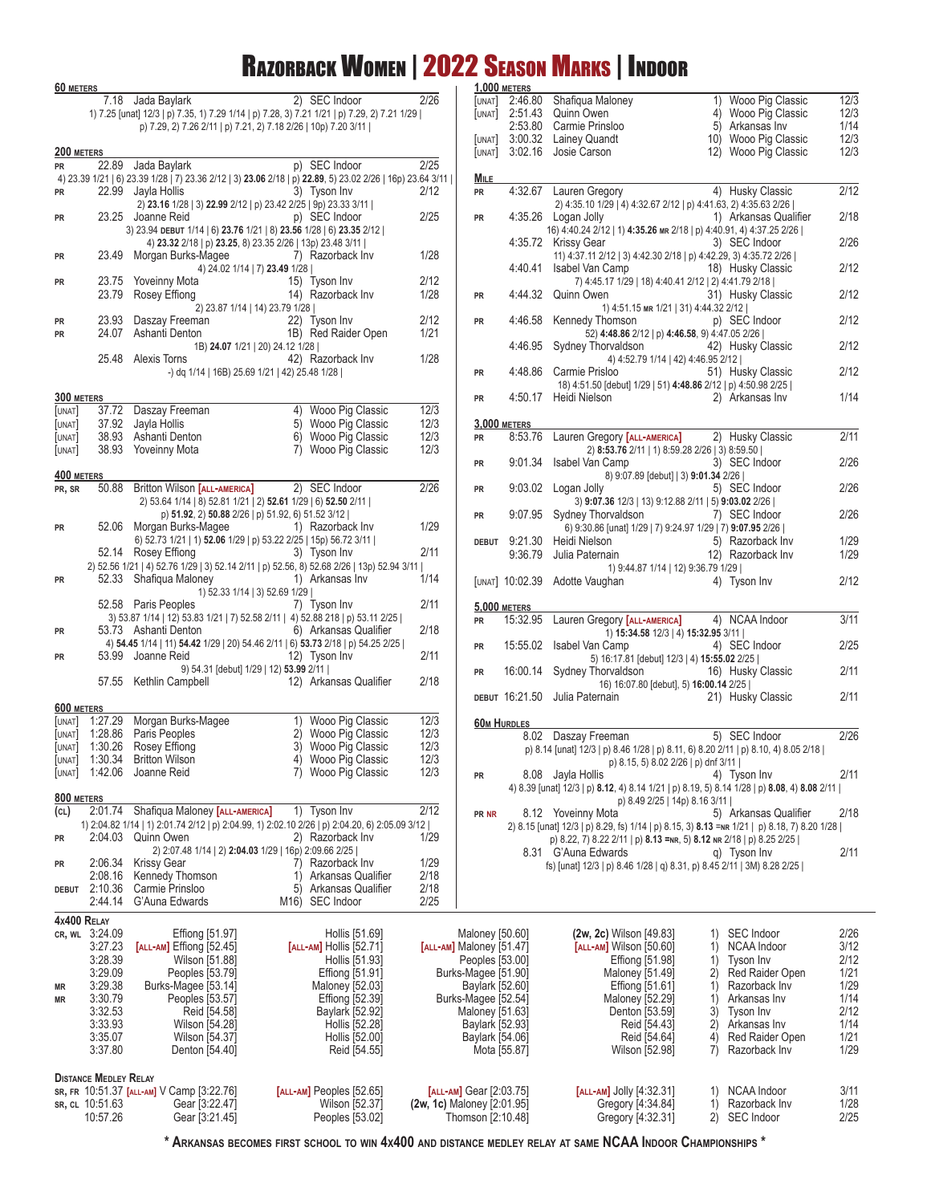# Razorback Women | 2022 Season Marks | Indoor

## 60 Meters

| | Mark | Athlete | Place/Meet | Date |
|---|---|---|---|---|
| | 7.18 | Jada Baylark | 2) SEC Indoor | 2/26 |
| | | 1) 7.25 [unat] 12/3 \| p) 7.35, 1) 7.29 1/14 \| p) 7.28, 3) 7.21 1/21 \| p) 7.29, 2) 7.21 1/29 \| p) 7.29, 2) 7.26 2/11 \| p) 7.21, 2) 7.18 2/26 \| 10p) 7.20 3/11 \| | | |

## 200 Meters

| | Mark | Athlete | Place/Meet | Date |
|---|---|---|---|---|
| PR | 22.89 | Jada Baylark | p) SEC Indoor | 2/25 |
| | | 4) 23.39 1/21 \| 6) 23.39 1/28 \| 7) 23.36 2/12 \| 3) **23.06** 2/18 \| p) **22.89**, 5) 23.02 2/26 \| 16p) 23.64 3/11 \| | | |
| PR | 22.99 | Jayla Hollis | 3) Tyson Inv | 2/12 |
| | | 2) **23.16** 1/28 \| 3) **22.99** 2/12 \| p) 23.42 2/25 \| 9p) 23.33 3/11 \| | | |
| PR | 23.25 | Joanne Reid | p) SEC Indoor | 2/25 |
| | | 3) 23.94 **debut** 1/14 \| 6) **23.76** 1/21 \| 8) **23.56** 1/28 \| 6) **23.35** 2/12 \| 4) **23.32** 2/18 \| p) **23.25**, 8) 23.35 2/26 \| 13p) 23.48 3/11 \| | | |
| PR | 23.49 | Morgan Burks-Magee | 7) Razorback Inv | 1/28 |
| | | 4) 24.02 1/14 \| 7) **23.49** 1/28 \| | | |
| PR | 23.75 | Yoveinny Mota | 15) Tyson Inv | 2/12 |
| | 23.79 | Rosey Effiong | 14) Razorback Inv | 1/28 |
| | | 2) 23.87 1/14 \| 14) 23.79 1/28 \| | | |
| PR | 23.93 | Daszay Freeman | 22) Tyson Inv | 2/12 |
| PR | 24.07 | Ashanti Denton | 1B) Red Raider Open | 1/21 |
| | | 1B) **24.07** 1/21 \| 20) 24.12 1/28 \| | | |
| | 25.48 | Alexis Torns | 42) Razorback Inv | 1/28 |
| | | -) dq 1/14 \| 16B) 25.69 1/21 \| 42) 25.48 1/28 \| | | |

## 300 Meters

| | Mark | Athlete | Place/Meet | Date |
|---|---|---|---|---|
| [unat] | 37.72 | Daszay Freeman | 4) Wooo Pig Classic | 12/3 |
| [unat] | 37.92 | Jayla Hollis | 5) Wooo Pig Classic | 12/3 |
| [unat] | 38.93 | Ashanti Denton | 6) Wooo Pig Classic | 12/3 |
| [unat] | 38.93 | Yoveinny Mota | 7) Wooo Pig Classic | 12/3 |

## 400 Meters

| | Mark | Athlete | Place/Meet | Date |
|---|---|---|---|---|
| PR, SR | 50.88 | Britton Wilson [All-America] | 2) SEC Indoor | 2/26 |
| | | 2) 53.64 1/14 \| 8) 52.81 1/21 \| 2) 52.61 1/29 \| 6) 52.50 2/11 \| p) **51.92**, 2) **50.88** 2/26 \| p) 51.92, 6) 51.52 3/12 \| | | |
| PR | 52.06 | Morgan Burks-Magee | 1) Razorback Inv | 1/29 |
| | | 6) 52.73 1/21 \| 1) **52.06** 1/29 \| p) 53.22 2/25 \| 15p) 56.72 3/11 \| | | |
| | 52.14 | Rosey Effiong | 3) Tyson Inv | 2/11 |
| | | 2) 52.56 1/21 \| 4) 52.76 1/29 \| 3) 52.14 2/11 \| p) 52.56, 8) 52.68 2/26 \| 13p) 52.94 3/11 \| | | |
| PR | 52.33 | Shafiqua Maloney | 1) Arkansas Inv | 1/14 |
| | | 1) 52.33 1/14 \| 3) 52.69 1/29 \| | | |
| | 52.58 | Paris Peoples | 7) Tyson Inv | 2/11 |
| | | 3) 53.87 1/14 \| 12) 53.83 1/21 \| 7) 52.58 2/11 \| 4) 52.88 218 \| p) 53.11 2/25 \| | | |
| PR | 53.73 | Ashanti Denton | 6) Arkansas Qualifier | 2/18 |
| | | 4) **54.45** 1/14 \| 11) **54.42** 1/29 \| 20) 54.46 2/11 \| 6) **53.73** 2/18 \| p) 54.25 2/25 \| | | |
| PR | 53.99 | Joanne Reid | 12) Tyson Inv | 2/11 |
| | | 9) 54.31 [debut] 1/29 \| 12) **53.99** 2/11 \| | | |
| | 57.55 | Kethlin Campbell | 12) Arkansas Qualifier | 2/18 |

## 600 Meters

| | Mark | Athlete | Place/Meet | Date |
|---|---|---|---|---|
| [unat] | 1:27.29 | Morgan Burks-Magee | 1) Wooo Pig Classic | 12/3 |
| [unat] | 1:28.86 | Paris Peoples | 2) Wooo Pig Classic | 12/3 |
| [unat] | 1:30.26 | Rosey Effiong | 3) Wooo Pig Classic | 12/3 |
| [unat] | 1:30.34 | Britton Wilson | 4) Wooo Pig Classic | 12/3 |
| [unat] | 1:42.06 | Joanne Reid | 7) Wooo Pig Classic | 12/3 |

## 800 Meters

| | Mark | Athlete | Place/Meet | Date |
|---|---|---|---|---|
| (cl) | 2:01.74 | Shafiqua Maloney [All-America] | 1) Tyson Inv | 2/12 |
| | | 1) 2:04.82 1/14 \| 1) 2:01.74 2/12 \| p) 2:04.99, 1) 2:02.10 2/26 \| p) 2:04.20, 6) 2:05.09 3/12 \| | | |
| PR | 2:04.03 | Quinn Owen | 2) Razorback Inv | 1/29 |
| | | 2) 2:07.48 1/14 \| 2) **2:04.03** 1/29 \| 16p) 2:09.66 2/25 \| | | |
| PR | 2:06.34 | Krissy Gear | 7) Razorback Inv | 1/29 |
| | 2:08.16 | Kennedy Thomson | 1) Arkansas Qualifier | 2/18 |
| DEBUT | 2:10.36 | Carmie Prinsloo | 5) Arkansas Qualifier | 2/18 |
| | 2:44.14 | G'Auna Edwards | M16) SEC Indoor | 2/25 |

## 1,000 Meters

| | Mark | Athlete | Place/Meet | Date |
|---|---|---|---|---|
| [unat] | 2:46.80 | Shafiqua Maloney | 1) Wooo Pig Classic | 12/3 |
| [unat] | 2:51.43 | Quinn Owen | 4) Wooo Pig Classic | 12/3 |
| | 2:53.80 | Carmie Prinsloo | 5) Arkansas Inv | 1/14 |
| [unat] | 3:00.32 | Lainey Quandt | 10) Wooo Pig Classic | 12/3 |
| [unat] | 3:02.16 | Josie Carson | 12) Wooo Pig Classic | 12/3 |

## Mile

| | Mark | Athlete | Place/Meet | Date |
|---|---|---|---|---|
| PR | 4:32.67 | Lauren Gregory | 4) Husky Classic | 2/12 |
| | | 2) 4:35.10 1/29 \| 4) 4:32.67 2/12 \| p) 4:41.63, 2) 4:35.63 2/26 \| | | |
| PR | 4:35.26 | Logan Jolly | 1) Arkansas Qualifier | 2/18 |
| | | 16) 4:40.24 2/12 \| 1) **4:35.26** MR 2/18 \| p) 4:40.91, 4) 4:37.25 2/26 \| | | |
| | 4:35.72 | Krissy Gear | 3) SEC Indoor | 2/26 |
| | | 11) 4:37.11 2/12 \| 3) 4:42.30 2/18 \| p) 4:42.29, 3) 4:35.72 2/26 \| | | |
| | 4:40.41 | Isabel Van Camp | 18) Husky Classic | 2/12 |
| | | 7) 4:45.17 1/29 \| 18) 4:40.41 2/12 \| p) 4:41.79 2/18 \| | | |
| PR | 4:44.32 | Quinn Owen | 31) Husky Classic | 2/12 |
| | | 1) 4:51.15 MR 1/21 \| 31) 4:44.32 2/12 \| | | |
| PR | 4:46.58 | Kennedy Thomson | p) SEC Indoor | 2/12 |
| | | 52) **4:48.86** 2/12 \| p) **4:46.58**, 9) 4:47.05 2/26 \| | | |
| | 4:46.95 | Sydney Thorvaldson | 42) Husky Classic | 2/12 |
| | | 4) 4:52.79 1/14 \| 42) 4:46.95 2/12 \| | | |
| PR | 4:48.86 | Carmie Prisloo | 51) Husky Classic | 2/12 |
| | | 18) 4:51.50 [debut] 1/29 \| 51) **4:48.86** 2/12 \| p) 4:50.98 2/25 \| | | |
| PR | 4:50.17 | Heidi Nielson | 2) Arkansas Inv | 1/14 |

## 3,000 Meters

| | Mark | Athlete | Place/Meet | Date |
|---|---|---|---|---|
| PR | 8:53.76 | Lauren Gregory [All-America] | 2) Husky Classic | 2/11 |
| | | 2) **8:53.76** 2/11 \| 1) 8:59.28 2/26 \| 3) 8:59.50 \| | | |
| PR | 9:01.34 | Isabel Van Camp | 3) SEC Indoor | 2/26 |
| | | 8) 9:07.89 [debut] \| 3) **9:01.34** 2/26 \| | | |
| PR | 9:03.02 | Logan Jolly | 5) SEC Indoor | 2/26 |
| | | 3) **9:07.36** 12/3 \| 13) 9:12.88 2/11 \| 5) **9:03.02** 2/26 \| | | |
| PR | 9:07.95 | Sydney Thorvaldson | 7) SEC Indoor | 2/26 |
| | | 6) 9:30.86 [unat] 1/29 \| 7) 9:24.97 1/29 \| 7) **9:07.95** 2/26 \| | | |
| DEBUT | 9:21.30 | Heidi Nielson | 5) Razorback Inv | 1/29 |
| | 9:36.79 | Julia Paternain | 12) Razorback Inv | 1/29 |
| | | 1) 9:44.87 1/14 \| 12) 9:36.79 1/29 \| | | |
| [unat] | 10:02.39 | Adotte Vaughan | 4) Tyson Inv | 2/12 |

## 5,000 Meters

| | Mark | Athlete | Place/Meet | Date |
|---|---|---|---|---|
| PR | 15:32.95 | Lauren Gregory [All-America] | 4) NCAA Indoor | 3/11 |
| | | 1) **15:34.58** 12/3 \| 4) **15:32.95** 3/11 \| | | |
| PR | 15:55.02 | Isabel Van Camp | 4) SEC Indoor | 2/25 |
| | | 5) 16:17.81 [debut] 12/3 \| 4) **15:55.02** 2/25 \| | | |
| PR | 16:00.14 | Sydney Thorvaldson | 16) Husky Classic | 2/11 |
| | | 16) 16:07.80 [debut], 5) **16:00.14** 2/25 \| | | |
| DEBUT | 16:21.50 | Julia Paternain | 21) Husky Classic | 2/11 |

## 60m Hurdles

| | Mark | Athlete | Place/Meet | Date |
|---|---|---|---|---|
| | 8.02 | Daszay Freeman | 5) SEC Indoor | 2/26 |
| | | p) 8.14 [unat] 12/3 \| p) 8.46 1/28 \| p) 8.11, 6) 8.20 2/11 \| p) 8.10, 4) 8.05 2/18 \| p) 8.15, 5) 8.02 2/26 \| p) dnf 3/11 \| | | |
| PR | 8.08 | Jayla Hollis | 4) Tyson Inv | 2/11 |
| | | 4) 8.39 [unat] 12/3 \| p) **8.12**, 4) 8.14 1/21 \| p) 8.19, 5) 8.14 1/28 \| p) **8.08**, 4) **8.08** 2/11 \| p) 8.49 2/25 \| 14p) 8.16 3/11 \| | | |
| PR NR | 8.12 | Yoveinny Mota | 5) Arkansas Qualifier | 2/18 |
| | | 2) 8.15 [unat] 12/3 \| p) 8.29, fs) 1/14 \| p) 8.15, 3) **8.13** =NR 1/21 \| p) 8.18, 7) 8.20 1/28 \| p) 8.22, 7) 8.22 2/11 \| p) **8.13** =NR, 5) **8.12** NR 2/18 \| p) 8.25 2/25 \| | | |
| | 8.31 | G'Auna Edwards | q) Tyson Inv | 2/11 |
| | | fs) [unat] 12/3 \| p) 8.46 1/28 \| q) 8.31, p) 8.45 2/11 \| 3M) 8.28 2/25 \| | | |

## 4x400 Relay

| | Mark | Leg 1 | Leg 2 | Leg 3 | Leg 4 | Place/Meet | Date |
|---|---|---|---|---|---|---|---|
| CR, WL | 3:24.09 | Effiong [51.97] | Hollis [51.69] | Maloney [50.60] | **(2w, 2c)** Wilson [49.83] | 1) SEC Indoor | 2/26 |
| | 3:27.23 | [All-Am] Effiong [52.45] | [All-Am] Hollis [52.71] | [All-Am] Maloney [51.47] | [All-Am] Wilson [50.60] | 1) NCAA Indoor | 3/12 |
| | 3:28.39 | Wilson [51.88] | Hollis [51.93] | Peoples [53.00] | Effiong [51.98] | 1) Tyson Inv | 2/12 |
| | 3:29.09 | Peoples [53.79] | Effiong [51.91] | Burks-Magee [51.90] | Maloney [51.49] | 2) Red Raider Open | 1/21 |
| MR | 3:29.38 | Burks-Magee [53.14] | Maloney [52.03] | Baylark [52.60] | Effiong [51.61] | 1) Razorback Inv | 1/29 |
| MR | 3:30.79 | Peoples [53.57] | Effiong [52.39] | Burks-Magee [52.54] | Maloney [52.29] | 1) Arkansas Inv | 1/14 |
| | 3:32.53 | Reid [54.58] | Baylark [52.92] | Maloney [51.63] | Denton [53.59] | 3) Tyson Inv | 2/12 |
| | 3:33.93 | Wilson [54.28] | Hollis [52.28] | Baylark [52.93] | Reid [54.43] | 2) Arkansas Inv | 1/14 |
| | 3:35.07 | Wilson [54.37] | Hollis [52.00] | Baylark [54.06] | Reid [54.64] | 4) Red Raider Open | 1/21 |
| | 3:37.80 | Denton [54.40] | Reid [54.55] | Mota [55.87] | Wilson [52.98] | 7) Razorback Inv | 1/29 |

## Distance Medley Relay

| | Mark | Leg 1 | Leg 2 | Leg 3 | Leg 4 | Place/Meet | Date |
|---|---|---|---|---|---|---|---|
| SR, FR | 10:51.37 | [All-Am] V Camp [3:22.76] | [All-Am] Peoples [52.65] | [All-Am] Gear [2:03.75] | [All-Am] Jolly [4:32.31] | 1) NCAA Indoor | 3/11 |
| SR, CL | 10:51.63 | Gear [3:22.47] | Wilson [52.37] | (2w, 1c) Maloney [2:01.95] | Gregory [4:34.84] | 1) Razorback Inv | 1/28 |
| | 10:57.26 | Gear [3:21.45] | Peoples [53.02] | Thomson [2:10.48] | Gregory [4:32.31] | 2) SEC Indoor | 2/25 |

*** Arkansas becomes first school to win 4x400 and distance medley relay at same NCAA Indoor Championships ***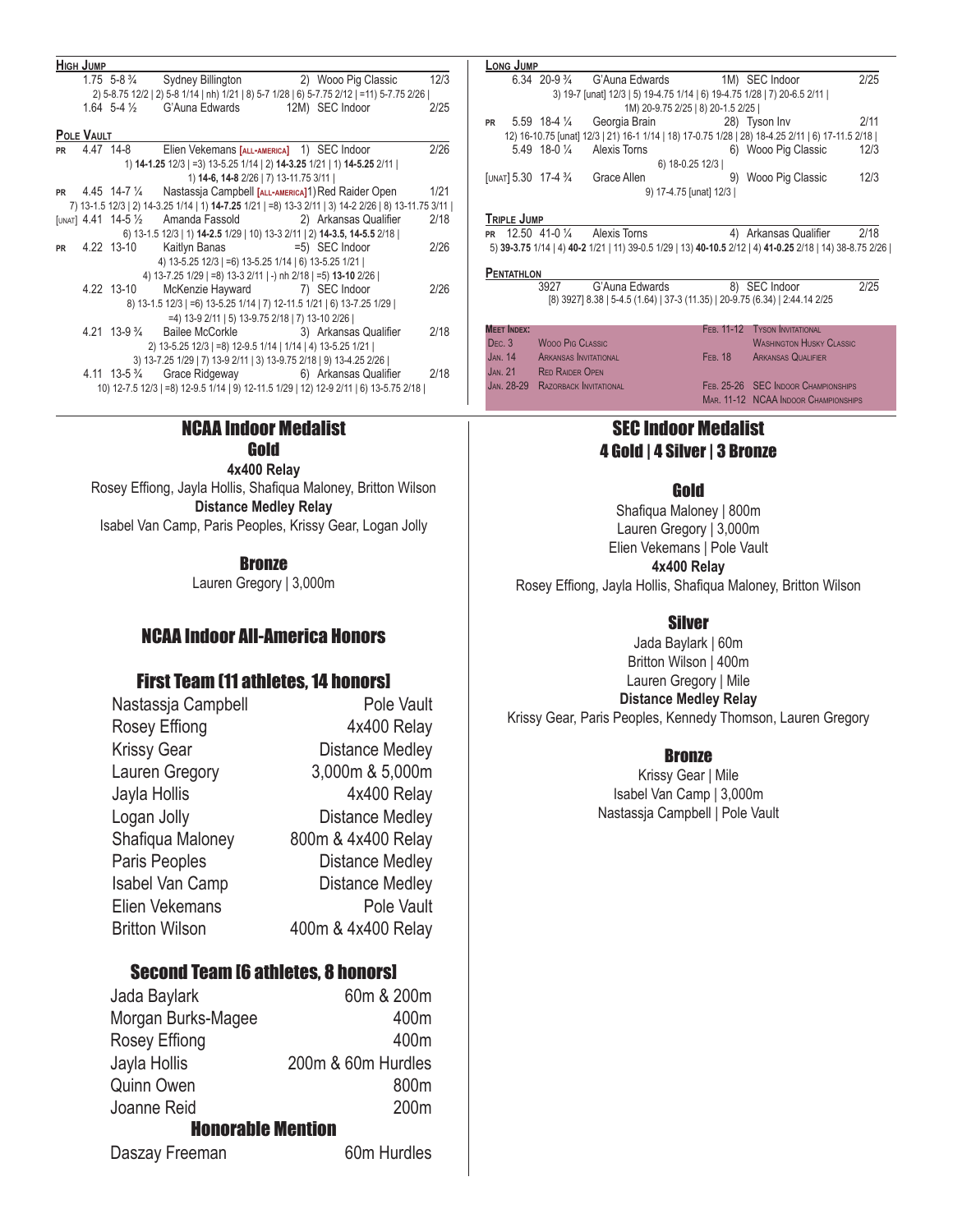### High Jump

| | Mark | | Athlete | Place/Meet | Date |
|---|---|---|---|---|---|
| | 1.75 | 5-8 ¾ | Sydney Billington | 2) Wooo Pig Classic | 12/3 |

2) 5-8.75 12/2 | 2) 5-8 1/14 | nh) 1/21 | 8) 5-7 1/28 | 6) 5-7.75 2/12 | =11) 5-7.75 2/26 |

| | Mark | | Athlete | Place/Meet | Date |
|---|---|---|---|---|---|
| | 1.64 | 5-4 ½ | G'Auna Edwards | 12M) SEC Indoor | 2/25 |

### Pole Vault

| | Mark | | Athlete | Place/Meet | Date |
|---|---|---|---|---|---|
| PR | 4.47 | 14-8 | Elien Vekemans [ALL-AMERICA] | 1) SEC Indoor | 2/26 |

1) **14-1.25** 12/3 | =3) 13-5.25 1/14 | 2) **14-3.25** 1/21 | 1) **14-5.25** 2/11 | 1) **14-6, 14-8** 2/26 | 7) 13-11.75 3/11 |

| | Mark | | Athlete | Place/Meet | Date |
|---|---|---|---|---|---|
| PR | 4.45 | 14-7 ¼ | Nastassja Campbell [ALL-AMERICA] | 1) Red Raider Open | 1/21 |

7) 13-1.5 12/3 | 2) 14-3.25 1/14 | 1) **14-7.25** 1/21 | =8) 13-3 2/11 | 3) 14-2 2/26 | 8) 13-11.75 3/11 |

| | Mark | | Athlete | Place/Meet | Date |
|---|---|---|---|---|---|
| [UNAT] | 4.41 | 14-5 ½ | Amanda Fassold | 2) Arkansas Qualifier | 2/18 |

6) 13-1.5 12/3 | 1) **14-2.5** 1/29 | 10) 13-3 2/11 | 2) **14-3.5, 14-5.5** 2/18 |

| | Mark | | Athlete | Place/Meet | Date |
|---|---|---|---|---|---|
| PR | 4.22 | 13-10 | Kaitlyn Banas | =5) SEC Indoor | 2/26 |

4) 13-5.25 12/3 | =6) 13-5.25 1/14 | 6) 13-5.25 1/21 | 4) 13-7.25 1/29 | =8) 13-3 2/11 | -) nh 2/18 | =5) **13-10** 2/26 |

| | Mark | | Athlete | Place/Meet | Date |
|---|---|---|---|---|---|
| | 4.22 | 13-10 | McKenzie Hayward | 7) SEC Indoor | 2/26 |

8) 13-1.5 12/3 | =6) 13-5.25 1/14 | 7) 12-11.5 1/21 | 6) 13-7.25 1/29 | =4) 13-9 2/11 | 5) 13-9.75 2/18 | 7) 13-10 2/26 |

| | Mark | | Athlete | Place/Meet | Date |
|---|---|---|---|---|---|
| | 4.21 | 13-9 ¾ | Bailee McCorkle | 3) Arkansas Qualifier | 2/18 |

2) 13-5.25 12/3 | =8) 12-9.5 1/14 | 1/14 | 4) 13-5.25 1/21 | 3) 13-7.25 1/29 | 7) 13-9 2/11 | 3) 13-9.75 2/18 | 9) 13-4.25 2/26 |

| | Mark | | Athlete | Place/Meet | Date |
|---|---|---|---|---|---|
| | 4.11 | 13-5 ¾ | Grace Ridgeway | 6) Arkansas Qualifier | 2/18 |

10) 12-7.5 12/3 | =8) 12-9.5 1/14 | 9) 12-11.5 1/29 | 12) 12-9 2/11 | 6) 13-5.75 2/18 |

### Long Jump

| | Mark | | Athlete | Place/Meet | Date |
|---|---|---|---|---|---|
| | 6.34 | 20-9 ¾ | G'Auna Edwards | 1M) SEC Indoor | 2/25 |

3) 19-7 [unat] 12/3 | 5) 19-4.75 1/14 | 6) 19-4.75 1/28 | 7) 20-6.5 2/11 | 1M) 20-9.75 2/25 | 8) 20-1.5 2/25 |

| | Mark | | Athlete | Place/Meet | Date |
|---|---|---|---|---|---|
| PR | 5.59 | 18-4 ¼ | Georgia Brain | 28) Tyson Inv | 2/11 |

12) 16-10.75 [unat] 12/3 | 21) 16-1 1/14 | 18) 17-0.75 1/28 | 28) 18-4.25 2/11 | 6) 17-11.5 2/18 |

| | Mark | | Athlete | Place/Meet | Date |
|---|---|---|---|---|---|
| | 5.49 | 18-0 ¼ | Alexis Torns | 6) Wooo Pig Classic | 12/3 |

6) 18-0.25 12/3 |

| | Mark | | Athlete | Place/Meet | Date |
|---|---|---|---|---|---|
| [UNAT] | 5.30 | 17-4 ¾ | Grace Allen | 9) Wooo Pig Classic | 12/3 |

9) 17-4.75 [unat] 12/3 |

### Triple Jump

| | Mark | | Athlete | Place/Meet | Date |
|---|---|---|---|---|---|
| PR | 12.50 | 41-0 ¼ | Alexis Torns | 4) Arkansas Qualifier | 2/18 |

5) **39-3.75** 1/14 | 4) **40-2** 1/21 | 11) 39-0.5 1/29 | 13) **40-10.5** 2/12 | 4) **41-0.25** 2/18 | 14) 38-8.75 2/26 |

### Pentathlon

| | Mark | Athlete | Place/Meet | Date |
|---|---|---|---|---|
| | 3927 | G'Auna Edwards | 8) SEC Indoor | 2/25 |

[8) 3927] 8.38 | 5-4.5 (1.64) | 37-3 (11.35) | 20-9.75 (6.34) | 2:44.14 2/25

**Meet Index:**

| Date | Meet | Date | Meet |
|---|---|---|---|
| Dec. 3 | Wooo Pig Classic | Feb. 11-12 | Tyson Invitational |
| Jan. 14 | Arkansas Invitational | | Washington Husky Classic |
| Jan. 21 | Red Raider Open | Feb. 18 | Arkansas Qualifier |
| Jan. 28-29 | Razorback Invitational | Feb. 25-26 | SEC Indoor Championships |
| | | Mar. 11-12 | NCAA Indoor Championships |

## NCAA Indoor Medalist

### Gold

**4x400 Relay**

Rosey Effiong, Jayla Hollis, Shafiqua Maloney, Britton Wilson

**Distance Medley Relay**

Isabel Van Camp, Paris Peoples, Krissy Gear, Logan Jolly

### Bronze

Lauren Gregory | 3,000m

## NCAA Indoor All-America Honors

### First Team (11 athletes, 14 honors)

| Athlete | Event |
|---|---|
| Nastassja Campbell | Pole Vault |
| Rosey Effiong | 4x400 Relay |
| Krissy Gear | Distance Medley |
| Lauren Gregory | 3,000m & 5,000m |
| Jayla Hollis | 4x400 Relay |
| Logan Jolly | Distance Medley |
| Shafiqua Maloney | 800m & 4x400 Relay |
| Paris Peoples | Distance Medley |
| Isabel Van Camp | Distance Medley |
| Elien Vekemans | Pole Vault |
| Britton Wilson | 400m & 4x400 Relay |

### Second Team (6 athletes, 8 honors)

| Athlete | Event |
|---|---|
| Jada Baylark | 60m & 200m |
| Morgan Burks-Magee | 400m |
| Rosey Effiong | 400m |
| Jayla Hollis | 200m & 60m Hurdles |
| Quinn Owen | 800m |
| Joanne Reid | 200m |

### Honorable Mention

| Athlete | Event |
|---|---|
| Daszay Freeman | 60m Hurdles |

## SEC Indoor Medalist

## 4 Gold | 4 Silver | 3 Bronze

### Gold

Shafiqua Maloney | 800m

Lauren Gregory | 3,000m

Elien Vekemans | Pole Vault

**4x400 Relay**

Rosey Effiong, Jayla Hollis, Shafiqua Maloney, Britton Wilson

### Silver

Jada Baylark | 60m

Britton Wilson | 400m

Lauren Gregory | Mile

**Distance Medley Relay**

Krissy Gear, Paris Peoples, Kennedy Thomson, Lauren Gregory

### Bronze

Krissy Gear | Mile

Isabel Van Camp | 3,000m

Nastassja Campbell | Pole Vault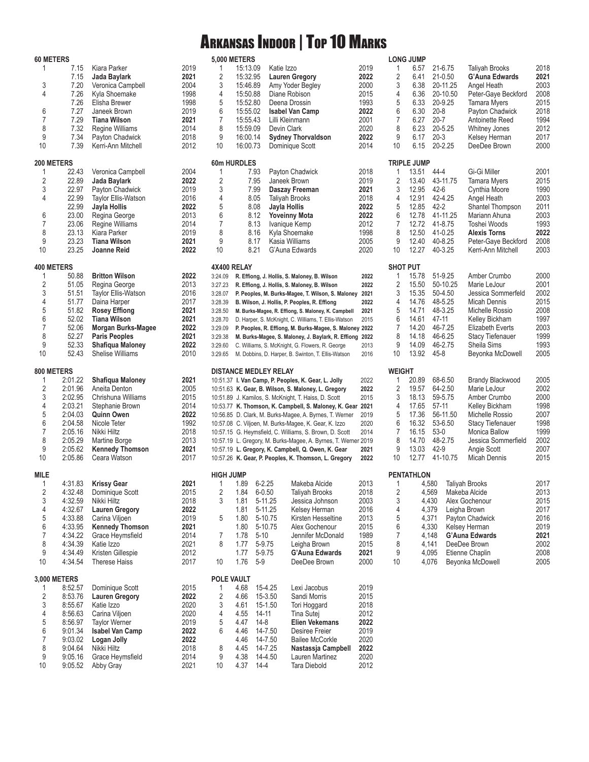# Arkansas Indoor | Top 10 Marks

### 60 METERS

| | | | |
|---|---|---|---|
| 1 | 7.15 | Kiara Parker | 2019 |
| | 7.15 | **Jada Baylark** | **2021** |
| 3 | 7.20 | Veronica Campbell | 2004 |
| 4 | 7.26 | Kyla Shoemake | 1998 |
| | 7.26 | Elisha Brewer | 1998 |
| 6 | 7.27 | Janeek Brown | 2019 |
| 7 | 7.29 | **Tiana Wilson** | **2021** |
| 8 | 7.32 | Regine Williams | 2014 |
| 9 | 7.34 | Payton Chadwick | 2018 |
| 10 | 7.39 | Kerri-Ann Mitchell | 2012 |

### 200 METERS

| | | | |
|---|---|---|---|
| 1 | 22.43 | Veronica Campbell | 2004 |
| 2 | 22.89 | **Jada Baylark** | **2022** |
| 3 | 22.97 | Payton Chadwick | 2019 |
| 4 | 22.99 | Taylor Ellis-Watson | 2016 |
| | 22.99 | **Jayla Hollis** | **2022** |
| 6 | 23.00 | Regina George | 2013 |
| 7 | 23.06 | Regine Williams | 2014 |
| 8 | 23.13 | Kiara Parker | 2019 |
| 9 | 23.23 | **Tiana Wilson** | **2021** |
| 10 | 23.25 | **Joanne Reid** | **2022** |

### 400 METERS

| | | | |
|---|---|---|---|
| 1 | 50.88 | **Britton Wilson** | **2022** |
| 2 | 51.05 | Regina George | 2013 |
| 3 | 51.51 | Taylor Ellis-Watson | 2016 |
| 4 | 51.77 | Daina Harper | 2017 |
| 5 | 51.82 | **Rosey Effiong** | **2021** |
| 6 | 52.02 | **Tiana Wilson** | **2021** |
| 7 | 52.06 | **Morgan Burks-Magee** | **2022** |
| 8 | 52.27 | **Paris Peoples** | **2021** |
| 9 | 52.33 | **Shafiqua Maloney** | **2022** |
| 10 | 52.43 | Shelise Williams | 2010 |

### 800 METERS

| | | | |
|---|---|---|---|
| 1 | 2:01.22 | **Shafiqua Maloney** | **2021** |
| 2 | 2:01.96 | Aneita Denton | 2005 |
| 3 | 2:02.95 | Chrishuna Williams | 2015 |
| 4 | 2:03.21 | Stephanie Brown | 2014 |
| 5 | 2:04.03 | **Quinn Owen** | **2022** |
| 6 | 2:04.58 | Nicole Teter | 1992 |
| 7 | 2:05.16 | Nikki Hiltz | 2018 |
| 8 | 2:05.29 | Martine Borge | 2013 |
| 9 | 2:05.62 | **Kennedy Thomson** | **2021** |
| 10 | 2:05.86 | Ceara Watson | 2017 |

### MILE

| | | | |
|---|---|---|---|
| 1 | 4:31.83 | **Krissy Gear** | **2021** |
| 2 | 4:32.48 | Dominique Scott | 2015 |
| 3 | 4:32.59 | Nikki Hiltz | 2018 |
| 4 | 4:32.67 | **Lauren Gregory** | **2022** |
| 5 | 4:33.88 | Carina Viljoen | 2019 |
| 6 | 4:33.95 | **Kennedy Thomson** | **2021** |
| 7 | 4:34.22 | Grace Heymsfield | 2014 |
| 8 | 4:34.39 | Katie Izzo | 2021 |
| 9 | 4:34.49 | Kristen Gillespie | 2012 |
| 10 | 4:34.54 | Therese Haiss | 2017 |

### 3,000 METERS

| | | | |
|---|---|---|---|
| 1 | 8:52.57 | Dominique Scott | 2015 |
| 2 | 8:53.76 | **Lauren Gregory** | **2022** |
| 3 | 8:55.67 | Katie Izzo | 2020 |
| 4 | 8:56.63 | Carina Viljoen | 2020 |
| 5 | 8:56.97 | Taylor Werner | 2019 |
| 6 | 9:01.34 | **Isabel Van Camp** | **2022** |
| 7 | 9:03.02 | **Logan Jolly** | **2022** |
| 8 | 9:04.64 | Nikki Hiltz | 2018 |
| 9 | 9:05.16 | Grace Heymsfield | 2014 |
| 10 | 9:05.52 | Abby Gray | 2021 |

### 5,000 METERS

| | | | |
|---|---|---|---|
| 1 | 15:13.09 | Katie Izzo | 2019 |
| 2 | 15:32.95 | **Lauren Gregory** | **2022** |
| 3 | 15:46.89 | Amy Yoder Begley | 2000 |
| 4 | 15:50.88 | Diane Robison | 2015 |
| 5 | 15:52.80 | Deena Drossin | 1993 |
| 6 | 15:55.02 | **Isabel Van Camp** | **2022** |
| 7 | 15:55.43 | Lilli Kleinmann | 2001 |
| 8 | 15:59.09 | Devin Clark | 2020 |
| 9 | 16:00.14 | **Sydney Thorvaldson** | **2022** |
| 10 | 16:00.73 | Dominique Scott | 2014 |

### 60m HURDLES

| | | | |
|---|---|---|---|
| 1 | 7.93 | Payton Chadwick | 2018 |
| 2 | 7.95 | Janeek Brown | 2019 |
| 3 | 7.99 | **Daszay Freeman** | **2021** |
| 4 | 8.05 | Taliyah Brooks | 2018 |
| 5 | 8.08 | **Jayla Hollis** | **2022** |
| 6 | 8.12 | **Yoveinny Mota** | **2022** |
| 7 | 8.13 | Ivanique Kemp | 2012 |
| 8 | 8.16 | Kyla Shoemake | 1998 |
| 9 | 8.17 | Kasia Williams | 2005 |
| 10 | 8.21 | G'Auna Edwards | 2020 |

### 4X400 RELAY

| | | | |
|---|---|---|---|
| | 3:24.09 | **R. Effiong, J. Hollis, S. Maloney, B. Wilson** | **2022** |
| | 3:27.23 | **R. Effiong, J. Hollis, S. Maloney, B. Wilson** | **2022** |
| | 3:28.07 | **P. Peoples, M. Burks-Magee, T. Wilson, S. Maloney** | **2021** |
| | 3:28.39 | **B. Wilson, J. Hollis, P. Peoples, R. Effiong** | **2022** |
| | 3:28.50 | **M. Burks-Magee, R. Effiong, S. Maloney, K. Campbell** | **2021** |
| | 3:28.70 | D. Harper, S. McKnight, C. Williams, T. Ellis-Watson | 2015 |
| | 3:29.09 | **P. Peoples, R. Effiong, M. Burks-Magee, S. Maloney** | **2022** |
| | 3:29.38 | **M. Burks-Magee, S. Maloney, J. Baylark, R. Effiong** | **2022** |
| | 3:29.60 | C. Williams, S. McKnight, G. Flowers, R. George | 2013 |
| | 3:29.65 | M. Dobbins, D. Harper, B. Swinton, T. Ellis-Watson | 2016 |

### DISTANCE MEDLEY RELAY

| | | |
|---|---|---|
| 10:51.37 | **I. Van Camp, P. Peoples, K. Gear, L. Jolly** | **2022** |
| 10:51.63 | **K. Gear, B. Wilson, S. Maloney, L. Gregory** | **2022** |
| 10:51.89 | J. Kamilos, S. McKnight, T. Haiss, D. Scott | 2015 |
| 10:53.77 | **K. Thomson, K. Campbell, S. Maloney, K. Gear** | **2021** |
| 10:56.85 | D. Clark, M. Burks-Magee, A. Byrnes, T. Werner | 2019 |
| 10:57.08 | C. Viljoen, M. Burks-Magee, K. Gear, K. Izzo | 2020 |
| 10:57.15 | G. Heymsfield, C. Williams, S. Brown, D. Scott | 2014 |
| 10:57.19 | L. Gregory, M. Burks-Magee, A. Byrnes, T. Werner | 2019 |
| 10:57.19 | **L. Gregory, K. Campbell, Q. Owen, K. Gear** | **2021** |
| 10:57.26 | **K. Gear, P. Peoples, K. Thomson, L. Gregory** | **2022** |

### HIGH JUMP

| | | | | |
|---|---|---|---|---|
| 1 | 1.89 | 6-2.25 | Makeba Alcide | 2013 |
| 2 | 1.84 | 6-0.50 | Taliyah Brooks | 2018 |
| 3 | 1.81 | 5-11.25 | Jessica Johnson | 2003 |
| | 1.81 | 5-11.25 | Kelsey Herman | 2016 |
| 5 | 1.80 | 5-10.75 | Kirsten Hesseltine | 2013 |
| | 1.80 | 5-10.75 | Alex Gochenour | 2015 |
| 7 | 1.78 | 5-10 | Jennifer McDonald | 1989 |
| 8 | 1.77 | 5-9.75 | Leigha Brown | 2015 |
| | 1.77 | 5-9.75 | **G'Auna Edwards** | **2021** |
| 10 | 1.76 | 5-9 | DeeDee Brown | 2000 |

### POLE VAULT

| | | | | |
|---|---|---|---|---|
| 1 | 4.68 | 15-4.25 | Lexi Jacobus | 2019 |
| 2 | 4.66 | 15-3.50 | Sandi Morris | 2015 |
| 3 | 4.61 | 15-1.50 | Tori Hoggard | 2018 |
| 4 | 4.55 | 14-11 | Tina Sutej | 2012 |
| 5 | 4.47 | 14-8 | **Elien Vekemans** | **2022** |
| 6 | 4.46 | 14-7.50 | Desiree Freier | 2019 |
| | 4.46 | 14-7.50 | Bailee McCorkle | 2020 |
| 8 | 4.45 | 14-7.25 | **Nastassja Campbell** | **2022** |
| 9 | 4.38 | 14-4.50 | Lauren Martinez | 2020 |
| 10 | 4.37 | 14-4 | Tara Diebold | 2012 |

### LONG JUMP

| | | | | |
|---|---|---|---|---|
| 1 | 6.57 | 21-6.75 | Taliyah Brooks | 2018 |
| 2 | 6.41 | 21-0.50 | **G'Auna Edwards** | **2021** |
| 3 | 6.38 | 20-11.25 | Angel Heath | 2003 |
| 4 | 6.36 | 20-10.50 | Peter-Gaye Beckford | 2008 |
| 5 | 6.33 | 20-9.25 | Tamara Myers | 2015 |
| 6 | 6.30 | 20-8 | Payton Chadwick | 2018 |
| 7 | 6.27 | 20-7 | Antoinette Reed | 1994 |
| 8 | 6.23 | 20-5.25 | Whitney Jones | 2012 |
| 9 | 6.17 | 20-3 | Kelsey Herman | 2017 |
| 10 | 6.15 | 20-2.25 | DeeDee Brown | 2000 |

### TRIPLE JUMP

| | | | | |
|---|---|---|---|---|
| 1 | 13.51 | 44-4 | Gi-Gi Miller | 2001 |
| 2 | 13.40 | 43-11.75 | Tamara Myers | 2015 |
| 3 | 12.95 | 42-6 | Cynthia Moore | 1990 |
| 4 | 12.91 | 42-4.25 | Angel Heath | 2003 |
| 5 | 12.85 | 42-2 | Shantel Thompson | 2011 |
| 6 | 12.78 | 41-11.25 | Mariann Ahuna | 2003 |
| 7 | 12.72 | 41-8.75 | Toshei Woods | 1993 |
| 8 | 12.50 | 41-0.25 | **Alexis Torns** | **2022** |
| 9 | 12.40 | 40-8.25 | Peter-Gaye Beckford | 2008 |
| 10 | 12.27 | 40-3.25 | Kerri-Ann Mitchell | 2003 |

### SHOT PUT

| | | | | |
|---|---|---|---|---|
| 1 | 15.78 | 51-9.25 | Amber Crumbo | 2000 |
| 2 | 15.50 | 50-10.25 | Marie LeJour | 2001 |
| 3 | 15.35 | 50-4.50 | Jessica Sommerfeld | 2002 |
| 4 | 14.76 | 48-5.25 | Micah Dennis | 2015 |
| 5 | 14.71 | 48-3.25 | Michelle Rossio | 2008 |
| 6 | 14.61 | 47-11 | Kelley Bickham | 1997 |
| 7 | 14.20 | 46-7.25 | Elizabeth Everts | 2003 |
| 8 | 14.18 | 46-6.25 | Stacy Tiefenauer | 1999 |
| 9 | 14.09 | 46-2.75 | Sheila Sims | 1993 |
| 10 | 13.92 | 45-8 | Beyonka McDowell | 2005 |

### WEIGHT

| | | | | |
|---|---|---|---|---|
| 1 | 20.89 | 68-6.50 | Brandy Blackwood | 2005 |
| 2 | 19.57 | 64-2.50 | Marie LeJour | 2002 |
| 3 | 18.13 | 59-5.75 | Amber Crumbo | 2000 |
| 4 | 17.65 | 57-11 | Kelley Bickham | 1998 |
| 5 | 17.36 | 56-11.50 | Michelle Rossio | 2007 |
| 6 | 16.32 | 53-6.50 | Stacy Tiefenauer | 1998 |
| 7 | 16.15 | 53-0 | Monica Ballow | 1999 |
| 8 | 14.70 | 48-2.75 | Jessica Sommerfeld | 2002 |
| 9 | 13.03 | 42-9 | Angie Scott | 2007 |
| 10 | 12.77 | 41-10.75 | Micah Dennis | 2015 |

### PENTATHLON

| | | | |
|---|---|---|---|
| 1 | 4,580 | Taliyah Brooks | 2017 |
| 2 | 4,569 | Makeba Alcide | 2013 |
| 3 | 4,430 | Alex Gochenour | 2015 |
| 4 | 4,379 | Leigha Brown | 2017 |
| 5 | 4,371 | Payton Chadwick | 2016 |
| 6 | 4,330 | Kelsey Herman | 2019 |
| 7 | 4,148 | **G'Auna Edwards** | **2021** |
| 8 | 4,141 | DeeDee Brown | 2002 |
| 9 | 4,095 | Etienne Chaplin | 2008 |
| 10 | 4,076 | Beyonka McDowell | 2005 |